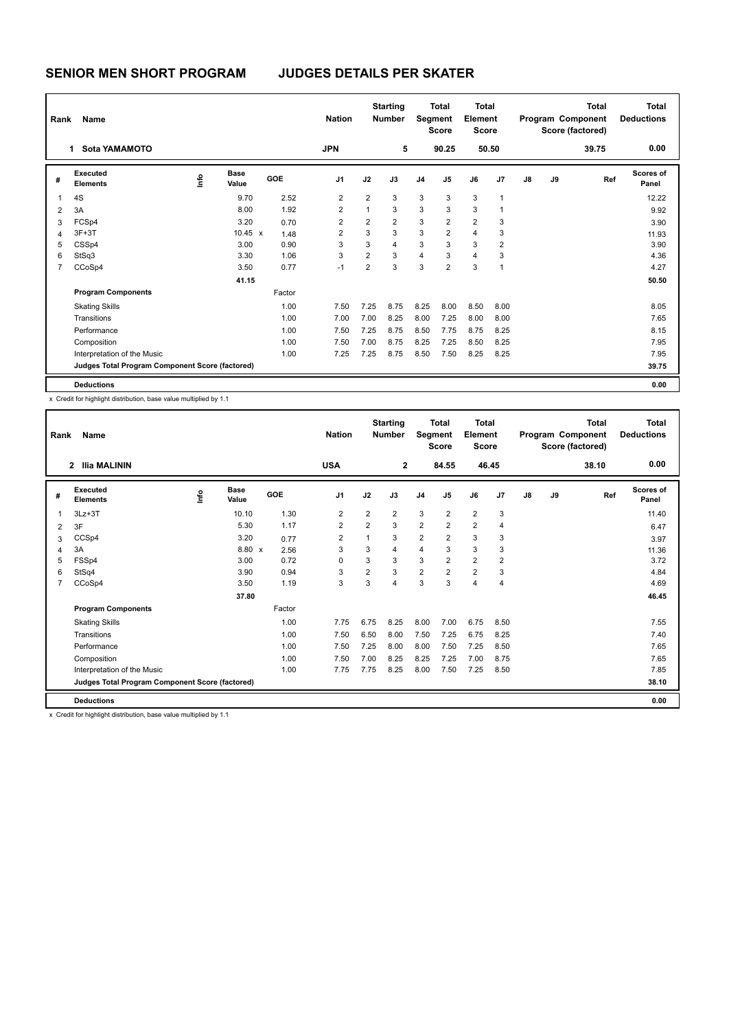# SENIOR MEN SHORT PROGRAM    JUDGES DETAILS PER SKATER

| Rank | Name | Nation | Starting Number | Total Segment Score | Total Element Score | Total Program Component Score (factored) | Total Deductions |
|---|---|---|---|---|---|---|---|
| 1 | Sota YAMAMOTO | JPN | 5 | 90.25 | 50.50 | 39.75 | 0.00 |

| # | Executed Elements | Info | Base Value | | GOE | J1 | J2 | J3 | J4 | J5 | J6 | J7 | J8 | J9 | Ref | Scores of Panel |
|---|---|---|---|---|---|---|---|---|---|---|---|---|---|---|---|---|
| 1 | 4S | | 9.70 | | 2.52 | 2 | 2 | 3 | 3 | 3 | 3 | 1 | | | | 12.22 |
| 2 | 3A | | 8.00 | | 1.92 | 2 | 1 | 3 | 3 | 3 | 3 | 1 | | | | 9.92 |
| 3 | FCSp4 | | 3.20 | | 0.70 | 2 | 2 | 2 | 3 | 2 | 2 | 3 | | | | 3.90 |
| 4 | 3F+3T | | 10.45 | x | 1.48 | 2 | 3 | 3 | 3 | 2 | 4 | 3 | | | | 11.93 |
| 5 | CSSp4 | | 3.00 | | 0.90 | 3 | 3 | 4 | 3 | 3 | 3 | 2 | | | | 3.90 |
| 6 | StSq3 | | 3.30 | | 1.06 | 3 | 2 | 3 | 4 | 3 | 4 | 3 | | | | 4.36 |
| 7 | CCoSp4 | | 3.50 | | 0.77 | -1 | 2 | 3 | 3 | 2 | 3 | 1 | | | | 4.27 |
| | | | 41.15 | | | | | | | | | | | | | 50.50 |
| | **Program Components** | | | | Factor | | | | | | | | | | | |
| | Skating Skills | | | | 1.00 | 7.50 | 7.25 | 8.75 | 8.25 | 8.00 | 8.50 | 8.00 | | | | 8.05 |
| | Transitions | | | | 1.00 | 7.00 | 7.00 | 8.25 | 8.00 | 7.25 | 8.00 | 8.00 | | | | 7.65 |
| | Performance | | | | 1.00 | 7.50 | 7.25 | 8.75 | 8.50 | 7.75 | 8.75 | 8.25 | | | | 8.15 |
| | Composition | | | | 1.00 | 7.50 | 7.00 | 8.75 | 8.25 | 7.25 | 8.50 | 8.25 | | | | 7.95 |
| | Interpretation of the Music | | | | 1.00 | 7.25 | 7.25 | 8.75 | 8.50 | 7.50 | 8.25 | 8.25 | | | | 7.95 |
| | **Judges Total Program Component Score (factored)** | | | | | | | | | | | | | | | 39.75 |
| | **Deductions** | | | | | | | | | | | | | | | 0.00 |

x Credit for highlight distribution, base value multiplied by 1.1

| Rank | Name | Nation | Starting Number | Total Segment Score | Total Element Score | Total Program Component Score (factored) | Total Deductions |
|---|---|---|---|---|---|---|---|
| 2 | Ilia MALININ | USA | 2 | 84.55 | 46.45 | 38.10 | 0.00 |

| # | Executed Elements | Info | Base Value | | GOE | J1 | J2 | J3 | J4 | J5 | J6 | J7 | J8 | J9 | Ref | Scores of Panel |
|---|---|---|---|---|---|---|---|---|---|---|---|---|---|---|---|---|
| 1 | 3Lz+3T | | 10.10 | | 1.30 | 2 | 2 | 2 | 3 | 2 | 2 | 3 | | | | 11.40 |
| 2 | 3F | | 5.30 | | 1.17 | 2 | 2 | 3 | 2 | 2 | 2 | 4 | | | | 6.47 |
| 3 | CCSp4 | | 3.20 | | 0.77 | 2 | 1 | 3 | 2 | 2 | 3 | 3 | | | | 3.97 |
| 4 | 3A | | 8.80 | x | 2.56 | 3 | 3 | 4 | 4 | 3 | 3 | 3 | | | | 11.36 |
| 5 | FSSp4 | | 3.00 | | 0.72 | 0 | 3 | 3 | 3 | 2 | 2 | 2 | | | | 3.72 |
| 6 | StSq4 | | 3.90 | | 0.94 | 3 | 2 | 3 | 2 | 2 | 2 | 3 | | | | 4.84 |
| 7 | CCoSp4 | | 3.50 | | 1.19 | 3 | 3 | 4 | 3 | 3 | 4 | 4 | | | | 4.69 |
| | | | 37.80 | | | | | | | | | | | | | 46.45 |
| | **Program Components** | | | | Factor | | | | | | | | | | | |
| | Skating Skills | | | | 1.00 | 7.75 | 6.75 | 8.25 | 8.00 | 7.00 | 6.75 | 8.50 | | | | 7.55 |
| | Transitions | | | | 1.00 | 7.50 | 6.50 | 8.00 | 7.50 | 7.25 | 6.75 | 8.25 | | | | 7.40 |
| | Performance | | | | 1.00 | 7.50 | 7.25 | 8.00 | 8.00 | 7.50 | 7.25 | 8.50 | | | | 7.65 |
| | Composition | | | | 1.00 | 7.50 | 7.00 | 8.25 | 8.25 | 7.25 | 7.00 | 8.75 | | | | 7.65 |
| | Interpretation of the Music | | | | 1.00 | 7.75 | 7.75 | 8.25 | 8.00 | 7.50 | 7.25 | 8.50 | | | | 7.85 |
| | **Judges Total Program Component Score (factored)** | | | | | | | | | | | | | | | 38.10 |
| | **Deductions** | | | | | | | | | | | | | | | 0.00 |

x Credit for highlight distribution, base value multiplied by 1.1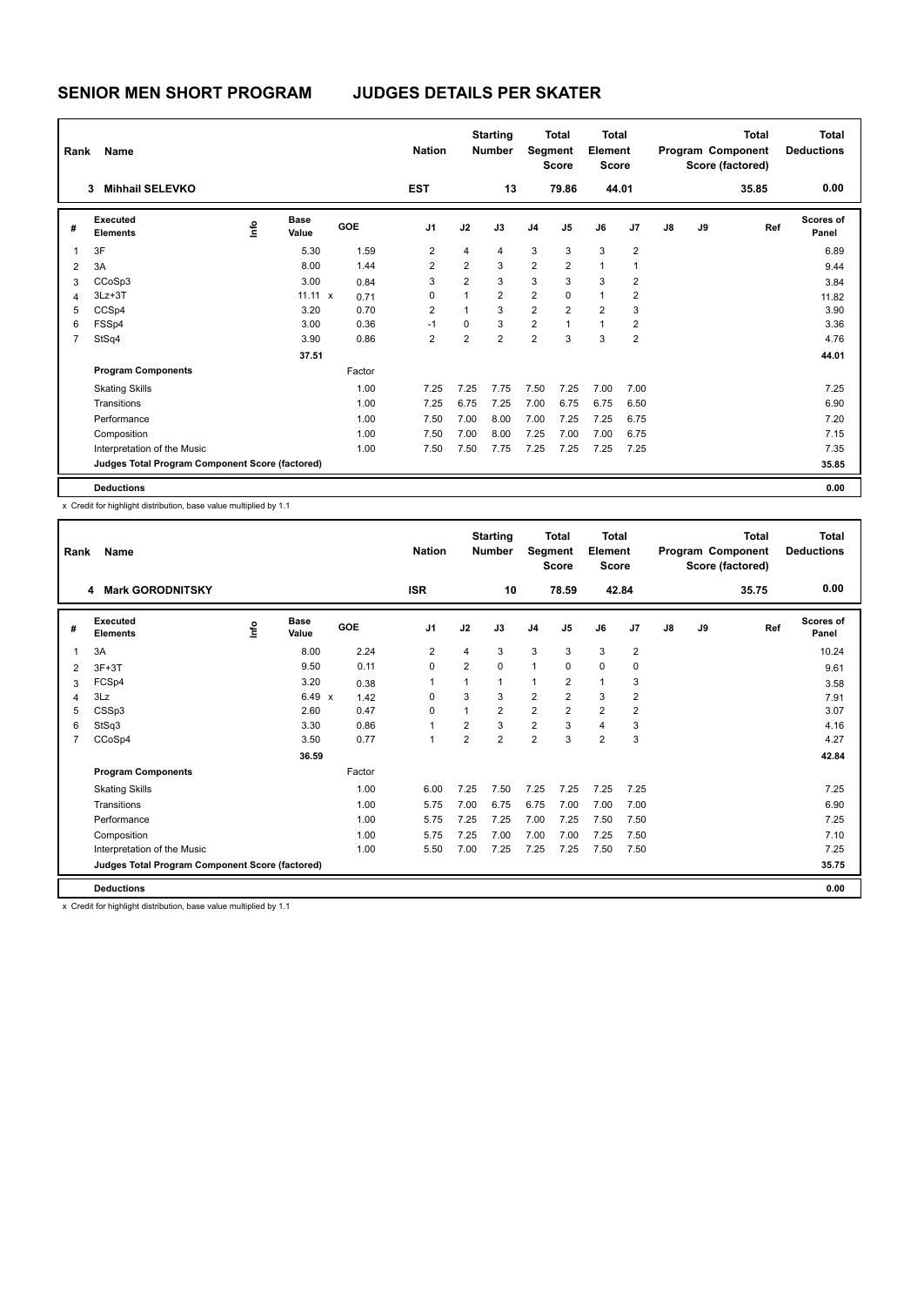# SENIOR MEN SHORT PROGRAM JUDGES DETAILS PER SKATER

| Rank | Name | Nation | Starting Number | Total Segment Score | Total Element Score | Total Program Component Score (factored) | Total Deductions |
|---|---|---|---|---|---|---|---|
| 3 | Mihhail SELEVKO | EST | 13 | 79.86 | 44.01 | 35.85 | 0.00 |

| # | Executed Elements | Info | Base Value | GOE | J1 | J2 | J3 | J4 | J5 | J6 | J7 | J8 | J9 | Ref | Scores of Panel |
|---|---|---|---|---|---|---|---|---|---|---|---|---|---|---|---|
| 1 | 3F | | 5.30 | 1.59 | 2 | 4 | 4 | 3 | 3 | 3 | 2 | | | | 6.89 |
| 2 | 3A | | 8.00 | 1.44 | 2 | 2 | 3 | 2 | 2 | 1 | 1 | | | | 9.44 |
| 3 | CCoSp3 | | 3.00 | 0.84 | 3 | 2 | 3 | 3 | 3 | 3 | 2 | | | | 3.84 |
| 4 | 3Lz+3T | | 11.11 x | 0.71 | 0 | 1 | 2 | 2 | 0 | 1 | 2 | | | | 11.82 |
| 5 | CCSp4 | | 3.20 | 0.70 | 2 | 1 | 3 | 2 | 2 | 2 | 3 | | | | 3.90 |
| 6 | FSSp4 | | 3.00 | 0.36 | -1 | 0 | 3 | 2 | 1 | 1 | 2 | | | | 3.36 |
| 7 | StSq4 | | 3.90 | 0.86 | 2 | 2 | 2 | 2 | 3 | 3 | 2 | | | | 4.76 |
| | | | 37.51 | | | | | | | | | | | | 44.01 |
| | **Program Components** | | | Factor | | | | | | | | | | | |
| | Skating Skills | | | 1.00 | 7.25 | 7.25 | 7.75 | 7.50 | 7.25 | 7.00 | 7.00 | | | | 7.25 |
| | Transitions | | | 1.00 | 7.25 | 6.75 | 7.25 | 7.00 | 6.75 | 6.75 | 6.50 | | | | 6.90 |
| | Performance | | | 1.00 | 7.50 | 7.00 | 8.00 | 7.00 | 7.25 | 7.25 | 6.75 | | | | 7.20 |
| | Composition | | | 1.00 | 7.50 | 7.00 | 8.00 | 7.25 | 7.00 | 7.00 | 6.75 | | | | 7.15 |
| | Interpretation of the Music | | | 1.00 | 7.50 | 7.50 | 7.75 | 7.25 | 7.25 | 7.25 | 7.25 | | | | 7.35 |
| | **Judges Total Program Component Score (factored)** | | | | | | | | | | | | | | 35.85 |
| | **Deductions** | | | | | | | | | | | | | | 0.00 |

x Credit for highlight distribution, base value multiplied by 1.1

| Rank | Name | Nation | Starting Number | Total Segment Score | Total Element Score | Total Program Component Score (factored) | Total Deductions |
|---|---|---|---|---|---|---|---|
| 4 | Mark GORODNITSKY | ISR | 10 | 78.59 | 42.84 | 35.75 | 0.00 |

| # | Executed Elements | Info | Base Value | GOE | J1 | J2 | J3 | J4 | J5 | J6 | J7 | J8 | J9 | Ref | Scores of Panel |
|---|---|---|---|---|---|---|---|---|---|---|---|---|---|---|---|
| 1 | 3A | | 8.00 | 2.24 | 2 | 4 | 3 | 3 | 3 | 3 | 2 | | | | 10.24 |
| 2 | 3F+3T | | 9.50 | 0.11 | 0 | 2 | 0 | 1 | 0 | 0 | 0 | | | | 9.61 |
| 3 | FCSp4 | | 3.20 | 0.38 | 1 | 1 | 1 | 1 | 2 | 1 | 3 | | | | 3.58 |
| 4 | 3Lz | | 6.49 x | 1.42 | 0 | 3 | 3 | 2 | 2 | 3 | 2 | | | | 7.91 |
| 5 | CSSp3 | | 2.60 | 0.47 | 0 | 1 | 2 | 2 | 2 | 2 | 2 | | | | 3.07 |
| 6 | StSq3 | | 3.30 | 0.86 | 1 | 2 | 3 | 2 | 3 | 4 | 3 | | | | 4.16 |
| 7 | CCoSp4 | | 3.50 | 0.77 | 1 | 2 | 2 | 2 | 3 | 2 | 3 | | | | 4.27 |
| | | | 36.59 | | | | | | | | | | | | 42.84 |
| | **Program Components** | | | Factor | | | | | | | | | | | |
| | Skating Skills | | | 1.00 | 6.00 | 7.25 | 7.50 | 7.25 | 7.25 | 7.25 | 7.25 | | | | 7.25 |
| | Transitions | | | 1.00 | 5.75 | 7.00 | 6.75 | 6.75 | 7.00 | 7.00 | 7.00 | | | | 6.90 |
| | Performance | | | 1.00 | 5.75 | 7.25 | 7.25 | 7.00 | 7.25 | 7.50 | 7.50 | | | | 7.25 |
| | Composition | | | 1.00 | 5.75 | 7.25 | 7.00 | 7.00 | 7.00 | 7.25 | 7.50 | | | | 7.10 |
| | Interpretation of the Music | | | 1.00 | 5.50 | 7.00 | 7.25 | 7.25 | 7.25 | 7.50 | 7.50 | | | | 7.25 |
| | **Judges Total Program Component Score (factored)** | | | | | | | | | | | | | | 35.75 |
| | **Deductions** | | | | | | | | | | | | | | 0.00 |

x Credit for highlight distribution, base value multiplied by 1.1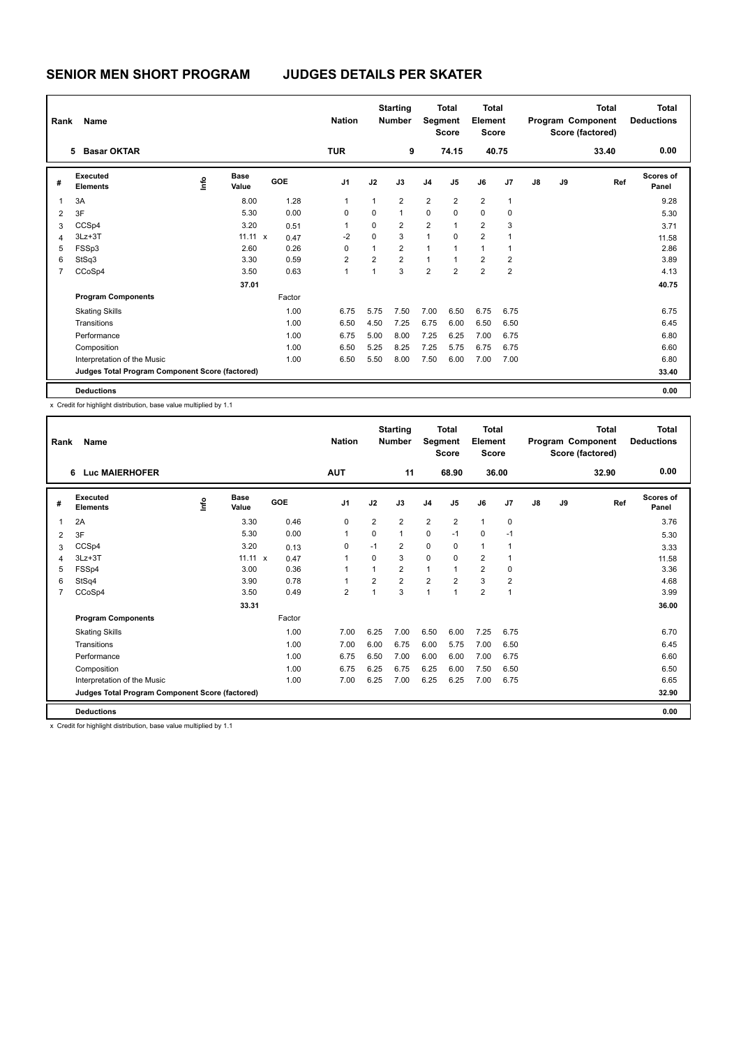# SENIOR MEN SHORT PROGRAM JUDGES DETAILS PER SKATER

| Rank | Name | Nation | Starting Number | Total Segment Score | Total Element Score | Total Program Component Score (factored) | Total Deductions |
|---|---|---|---|---|---|---|---|
| 5 | Basar OKTAR | TUR | 9 | 74.15 | 40.75 | 33.40 | 0.00 |

| # | Executed Elements | Info | Base Value | GOE | J1 | J2 | J3 | J4 | J5 | J6 | J7 | J8 | J9 | Ref | Scores of Panel |
|---|---|---|---|---|---|---|---|---|---|---|---|---|---|---|---|
| 1 | 3A | | 8.00 | 1.28 | 1 | 1 | 2 | 2 | 2 | 2 | 1 | | | | 9.28 |
| 2 | 3F | | 5.30 | 0.00 | 0 | 0 | 1 | 0 | 0 | 0 | 0 | | | | 5.30 |
| 3 | CCSp4 | | 3.20 | 0.51 | 1 | 0 | 2 | 2 | 1 | 2 | 3 | | | | 3.71 |
| 4 | 3Lz+3T | | 11.11 x | 0.47 | -2 | 0 | 3 | 1 | 0 | 2 | 1 | | | | 11.58 |
| 5 | FSSp3 | | 2.60 | 0.26 | 0 | 1 | 2 | 1 | 1 | 1 | 1 | | | | 2.86 |
| 6 | StSq3 | | 3.30 | 0.59 | 2 | 2 | 2 | 1 | 1 | 2 | 2 | | | | 3.89 |
| 7 | CCoSp4 | | 3.50 | 0.63 | 1 | 1 | 3 | 2 | 2 | 2 | 2 | | | | 4.13 |
| | | | 37.01 | | | | | | | | | | | | 40.75 |
| | **Program Components** | | | Factor | | | | | | | | | | | |
| | Skating Skills | | | 1.00 | 6.75 | 5.75 | 7.50 | 7.00 | 6.50 | 6.75 | 6.75 | | | | 6.75 |
| | Transitions | | | 1.00 | 6.50 | 4.50 | 7.25 | 6.75 | 6.00 | 6.50 | 6.50 | | | | 6.45 |
| | Performance | | | 1.00 | 6.75 | 5.00 | 8.00 | 7.25 | 6.25 | 7.00 | 6.75 | | | | 6.80 |
| | Composition | | | 1.00 | 6.50 | 5.25 | 8.25 | 7.25 | 5.75 | 6.75 | 6.75 | | | | 6.60 |
| | Interpretation of the Music | | | 1.00 | 6.50 | 5.50 | 8.00 | 7.50 | 6.00 | 7.00 | 7.00 | | | | 6.80 |
| | **Judges Total Program Component Score (factored)** | | | | | | | | | | | | | | 33.40 |
| | **Deductions** | | | | | | | | | | | | | | 0.00 |

x Credit for highlight distribution, base value multiplied by 1.1

| Rank | Name | Nation | Starting Number | Total Segment Score | Total Element Score | Total Program Component Score (factored) | Total Deductions |
|---|---|---|---|---|---|---|---|
| 6 | Luc MAIERHOFER | AUT | 11 | 68.90 | 36.00 | 32.90 | 0.00 |

| # | Executed Elements | Info | Base Value | GOE | J1 | J2 | J3 | J4 | J5 | J6 | J7 | J8 | J9 | Ref | Scores of Panel |
|---|---|---|---|---|---|---|---|---|---|---|---|---|---|---|---|
| 1 | 2A | | 3.30 | 0.46 | 0 | 2 | 2 | 2 | 2 | 1 | 0 | | | | 3.76 |
| 2 | 3F | | 5.30 | 0.00 | 1 | 0 | 1 | 0 | -1 | 0 | -1 | | | | 5.30 |
| 3 | CCSp4 | | 3.20 | 0.13 | 0 | -1 | 2 | 0 | 0 | 1 | 1 | | | | 3.33 |
| 4 | 3Lz+3T | | 11.11 x | 0.47 | 1 | 0 | 3 | 0 | 0 | 2 | 1 | | | | 11.58 |
| 5 | FSSp4 | | 3.00 | 0.36 | 1 | 1 | 2 | 1 | 1 | 2 | 0 | | | | 3.36 |
| 6 | StSq4 | | 3.90 | 0.78 | 1 | 2 | 2 | 2 | 2 | 3 | 2 | | | | 4.68 |
| 7 | CCoSp4 | | 3.50 | 0.49 | 2 | 1 | 3 | 1 | 1 | 2 | 1 | | | | 3.99 |
| | | | 33.31 | | | | | | | | | | | | 36.00 |
| | **Program Components** | | | Factor | | | | | | | | | | | |
| | Skating Skills | | | 1.00 | 7.00 | 6.25 | 7.00 | 6.50 | 6.00 | 7.25 | 6.75 | | | | 6.70 |
| | Transitions | | | 1.00 | 7.00 | 6.00 | 6.75 | 6.00 | 5.75 | 7.00 | 6.50 | | | | 6.45 |
| | Performance | | | 1.00 | 6.75 | 6.50 | 7.00 | 6.00 | 6.00 | 7.00 | 6.75 | | | | 6.60 |
| | Composition | | | 1.00 | 6.75 | 6.25 | 6.75 | 6.25 | 6.00 | 7.50 | 6.50 | | | | 6.50 |
| | Interpretation of the Music | | | 1.00 | 7.00 | 6.25 | 7.00 | 6.25 | 6.25 | 7.00 | 6.75 | | | | 6.65 |
| | **Judges Total Program Component Score (factored)** | | | | | | | | | | | | | | 32.90 |
| | **Deductions** | | | | | | | | | | | | | | 0.00 |

x Credit for highlight distribution, base value multiplied by 1.1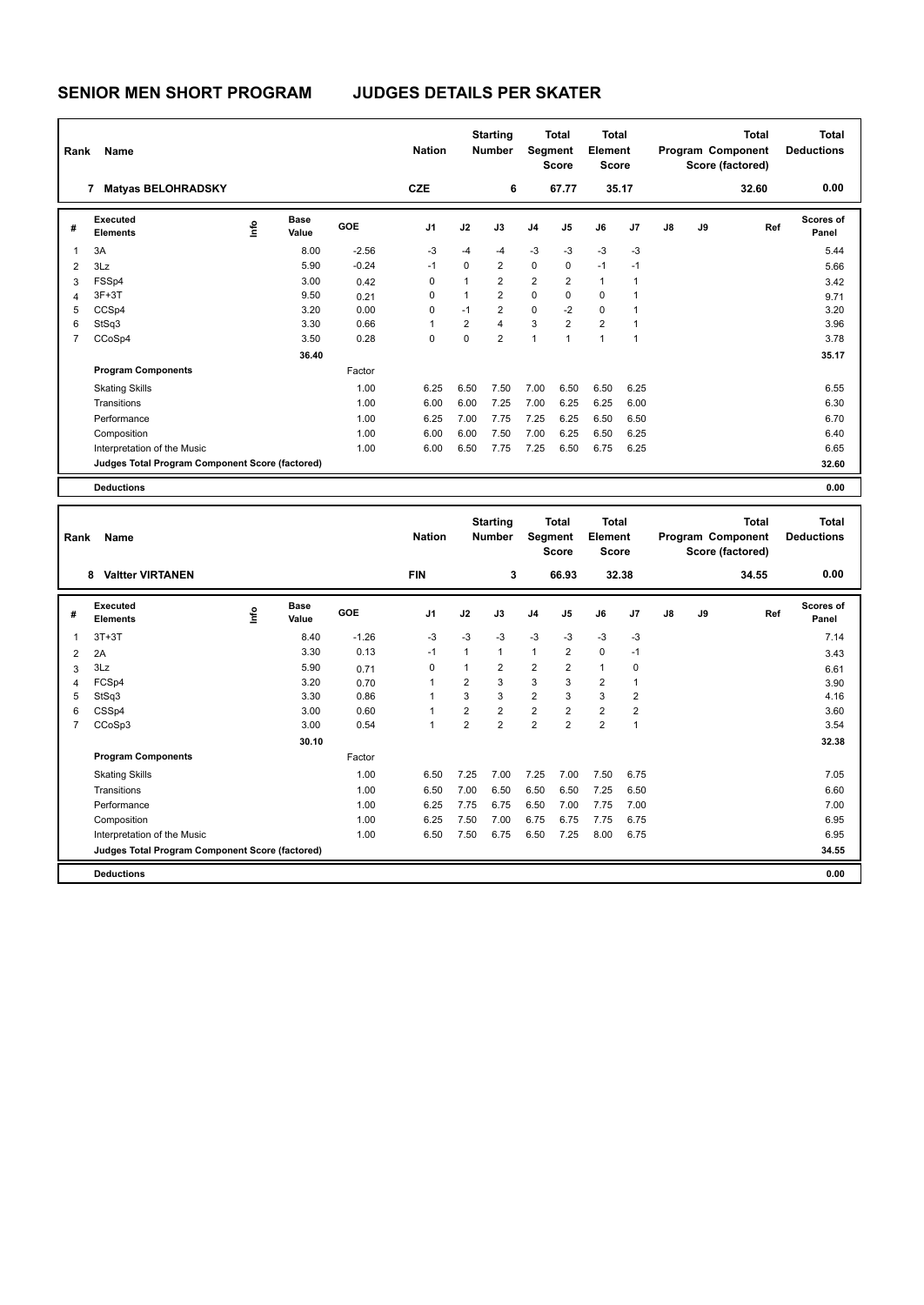# SENIOR MEN SHORT PROGRAM — JUDGES DETAILS PER SKATER

| Rank | Name | Nation | Starting Number | Total Segment Score | Total Element Score | Total Program Component Score (factored) | Total Deductions |
|---|---|---|---|---|---|---|---|
| 7 | Matyas BELOHRADSKY | CZE | 6 | 67.77 | 35.17 | 32.60 | 0.00 |

| # | Executed Elements | Info | Base Value | GOE | J1 | J2 | J3 | J4 | J5 | J6 | J7 | J8 | J9 | Ref | Scores of Panel |
|---|---|---|---|---|---|---|---|---|---|---|---|---|---|---|---|
| 1 | 3A | | 8.00 | -2.56 | -3 | -4 | -4 | -3 | -3 | -3 | -3 | | | | 5.44 |
| 2 | 3Lz | | 5.90 | -0.24 | -1 | 0 | 2 | 0 | 0 | -1 | -1 | | | | 5.66 |
| 3 | FSSp4 | | 3.00 | 0.42 | 0 | 1 | 2 | 2 | 2 | 1 | 1 | | | | 3.42 |
| 4 | 3F+3T | | 9.50 | 0.21 | 0 | 1 | 2 | 0 | 0 | 0 | 1 | | | | 9.71 |
| 5 | CCSp4 | | 3.20 | 0.00 | 0 | -1 | 2 | 0 | -2 | 0 | 1 | | | | 3.20 |
| 6 | StSq3 | | 3.30 | 0.66 | 1 | 2 | 4 | 3 | 2 | 2 | 1 | | | | 3.96 |
| 7 | CCoSp4 | | 3.50 | 0.28 | 0 | 0 | 2 | 1 | 1 | 1 | 1 | | | | 3.78 |
| | | | 36.40 | | | | | | | | | | | | 35.17 |

| Program Components | Factor | J1 | J2 | J3 | J4 | J5 | J6 | J7 | J8 | J9 | Scores of Panel |
|---|---|---|---|---|---|---|---|---|---|---|---|
| Skating Skills | 1.00 | 6.25 | 6.50 | 7.50 | 7.00 | 6.50 | 6.50 | 6.25 | | | 6.55 |
| Transitions | 1.00 | 6.00 | 6.00 | 7.25 | 7.00 | 6.25 | 6.25 | 6.00 | | | 6.30 |
| Performance | 1.00 | 6.25 | 7.00 | 7.75 | 7.25 | 6.25 | 6.50 | 6.50 | | | 6.70 |
| Composition | 1.00 | 6.00 | 6.00 | 7.50 | 7.00 | 6.25 | 6.50 | 6.25 | | | 6.40 |
| Interpretation of the Music | 1.00 | 6.00 | 6.50 | 7.75 | 7.25 | 6.50 | 6.75 | 6.25 | | | 6.65 |
| Judges Total Program Component Score (factored) | | | | | | | | | | | 32.60 |

| Deductions | 0.00 |
|---|---|

| Rank | Name | Nation | Starting Number | Total Segment Score | Total Element Score | Total Program Component Score (factored) | Total Deductions |
|---|---|---|---|---|---|---|---|
| 8 | Valtter VIRTANEN | FIN | 3 | 66.93 | 32.38 | 34.55 | 0.00 |

| # | Executed Elements | Info | Base Value | GOE | J1 | J2 | J3 | J4 | J5 | J6 | J7 | J8 | J9 | Ref | Scores of Panel |
|---|---|---|---|---|---|---|---|---|---|---|---|---|---|---|---|
| 1 | 3T+3T | | 8.40 | -1.26 | -3 | -3 | -3 | -3 | -3 | -3 | -3 | | | | 7.14 |
| 2 | 2A | | 3.30 | 0.13 | -1 | 1 | 1 | 1 | 2 | 0 | -1 | | | | 3.43 |
| 3 | 3Lz | | 5.90 | 0.71 | 0 | 1 | 2 | 2 | 2 | 1 | 0 | | | | 6.61 |
| 4 | FCSp4 | | 3.20 | 0.70 | 1 | 2 | 3 | 3 | 3 | 2 | 1 | | | | 3.90 |
| 5 | StSq3 | | 3.30 | 0.86 | 1 | 3 | 3 | 2 | 3 | 3 | 2 | | | | 4.16 |
| 6 | CSSp4 | | 3.00 | 0.60 | 1 | 2 | 2 | 2 | 2 | 2 | 2 | | | | 3.60 |
| 7 | CCoSp3 | | 3.00 | 0.54 | 1 | 2 | 2 | 2 | 2 | 2 | 1 | | | | 3.54 |
| | | | 30.10 | | | | | | | | | | | | 32.38 |

| Program Components | Factor | J1 | J2 | J3 | J4 | J5 | J6 | J7 | J8 | J9 | Scores of Panel |
|---|---|---|---|---|---|---|---|---|---|---|---|
| Skating Skills | 1.00 | 6.50 | 7.25 | 7.00 | 7.25 | 7.00 | 7.50 | 6.75 | | | 7.05 |
| Transitions | 1.00 | 6.50 | 7.00 | 6.50 | 6.50 | 6.50 | 7.25 | 6.50 | | | 6.60 |
| Performance | 1.00 | 6.25 | 7.75 | 6.75 | 6.50 | 7.00 | 7.75 | 7.00 | | | 7.00 |
| Composition | 1.00 | 6.25 | 7.50 | 7.00 | 6.75 | 6.75 | 7.75 | 6.75 | | | 6.95 |
| Interpretation of the Music | 1.00 | 6.50 | 7.50 | 6.75 | 6.50 | 7.25 | 8.00 | 6.75 | | | 6.95 |
| Judges Total Program Component Score (factored) | | | | | | | | | | | 34.55 |

| Deductions | 0.00 |
|---|---|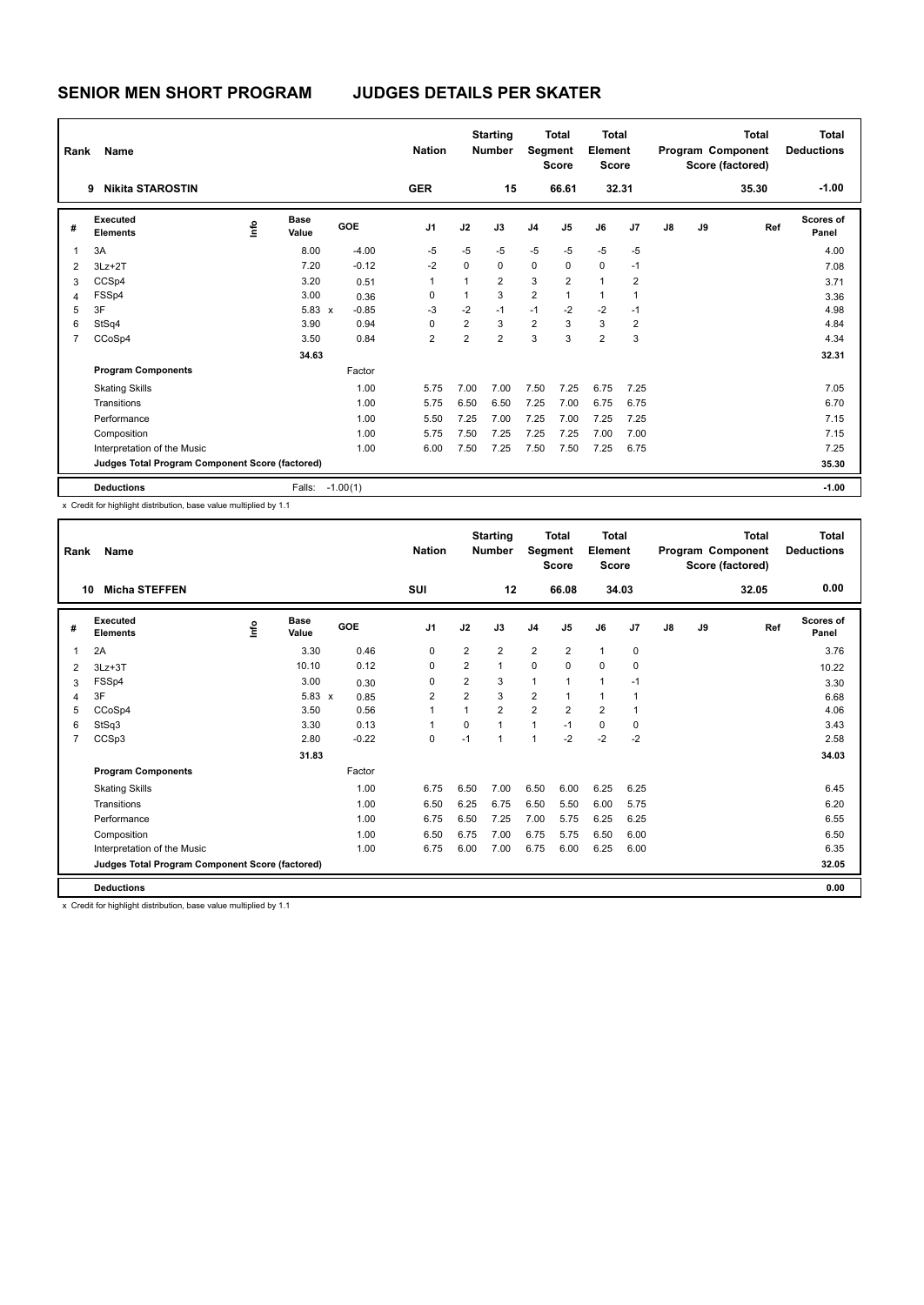# SENIOR MEN SHORT PROGRAM JUDGES DETAILS PER SKATER

| Rank | Name | Nation | Starting Number | Total Segment Score | Total Element Score | Total Program Component Score (factored) | Total Deductions |
|---|---|---|---|---|---|---|---|
| 9 | Nikita STAROSTIN | GER | 15 | 66.61 | 32.31 | 35.30 | -1.00 |

| # | Executed Elements | Info | Base Value | GOE | J1 | J2 | J3 | J4 | J5 | J6 | J7 | J8 | J9 | Ref | Scores of Panel |
|---|---|---|---|---|---|---|---|---|---|---|---|---|---|---|---|
| 1 | 3A | | 8.00 | -4.00 | -5 | -5 | -5 | -5 | -5 | -5 | -5 | | | | 4.00 |
| 2 | 3Lz+2T | | 7.20 | -0.12 | -2 | 0 | 0 | 0 | 0 | 0 | -1 | | | | 7.08 |
| 3 | CCSp4 | | 3.20 | 0.51 | 1 | 1 | 2 | 3 | 2 | 1 | 2 | | | | 3.71 |
| 4 | FSSp4 | | 3.00 | 0.36 | 0 | 1 | 3 | 2 | 1 | 1 | 1 | | | | 3.36 |
| 5 | 3F | | 5.83 x | -0.85 | -3 | -2 | -1 | -1 | -2 | -2 | -1 | | | | 4.98 |
| 6 | StSq4 | | 3.90 | 0.94 | 0 | 2 | 3 | 2 | 3 | 3 | 2 | | | | 4.84 |
| 7 | CCoSp4 | | 3.50 | 0.84 | 2 | 2 | 2 | 3 | 3 | 2 | 3 | | | | 4.34 |
| | | | 34.63 | | | | | | | | | | | | 32.31 |
| | **Program Components** | | | Factor | | | | | | | | | | | |
| | Skating Skills | | | 1.00 | 5.75 | 7.00 | 7.00 | 7.50 | 7.25 | 6.75 | 7.25 | | | | 7.05 |
| | Transitions | | | 1.00 | 5.75 | 6.50 | 6.50 | 7.25 | 7.00 | 6.75 | 6.75 | | | | 6.70 |
| | Performance | | | 1.00 | 5.50 | 7.25 | 7.00 | 7.25 | 7.00 | 7.25 | 7.25 | | | | 7.15 |
| | Composition | | | 1.00 | 5.75 | 7.50 | 7.25 | 7.25 | 7.25 | 7.00 | 7.00 | | | | 7.15 |
| | Interpretation of the Music | | | 1.00 | 6.00 | 7.50 | 7.25 | 7.50 | 7.50 | 7.25 | 6.75 | | | | 7.25 |
| | **Judges Total Program Component Score (factored)** | | | | | | | | | | | | | | 35.30 |
| | **Deductions** | | Falls: | -1.00(1) | | | | | | | | | | | -1.00 |

x Credit for highlight distribution, base value multiplied by 1.1

| Rank | Name | Nation | Starting Number | Total Segment Score | Total Element Score | Total Program Component Score (factored) | Total Deductions |
|---|---|---|---|---|---|---|---|
| 10 | Micha STEFFEN | SUI | 12 | 66.08 | 34.03 | 32.05 | 0.00 |

| # | Executed Elements | Info | Base Value | GOE | J1 | J2 | J3 | J4 | J5 | J6 | J7 | J8 | J9 | Ref | Scores of Panel |
|---|---|---|---|---|---|---|---|---|---|---|---|---|---|---|---|
| 1 | 2A | | 3.30 | 0.46 | 0 | 2 | 2 | 2 | 2 | 1 | 0 | | | | 3.76 |
| 2 | 3Lz+3T | | 10.10 | 0.12 | 0 | 2 | 1 | 0 | 0 | 0 | 0 | | | | 10.22 |
| 3 | FSSp4 | | 3.00 | 0.30 | 0 | 2 | 3 | 1 | 1 | 1 | -1 | | | | 3.30 |
| 4 | 3F | | 5.83 x | 0.85 | 2 | 2 | 3 | 2 | 1 | 1 | 1 | | | | 6.68 |
| 5 | CCoSp4 | | 3.50 | 0.56 | 1 | 1 | 2 | 2 | 2 | 2 | 1 | | | | 4.06 |
| 6 | StSq3 | | 3.30 | 0.13 | 1 | 0 | 1 | 1 | -1 | 0 | 0 | | | | 3.43 |
| 7 | CCSp3 | | 2.80 | -0.22 | 0 | -1 | 1 | 1 | -2 | -2 | -2 | | | | 2.58 |
| | | | 31.83 | | | | | | | | | | | | 34.03 |
| | **Program Components** | | | Factor | | | | | | | | | | | |
| | Skating Skills | | | 1.00 | 6.75 | 6.50 | 7.00 | 6.50 | 6.00 | 6.25 | 6.25 | | | | 6.45 |
| | Transitions | | | 1.00 | 6.50 | 6.25 | 6.75 | 6.50 | 5.50 | 6.00 | 5.75 | | | | 6.20 |
| | Performance | | | 1.00 | 6.75 | 6.50 | 7.25 | 7.00 | 5.75 | 6.25 | 6.25 | | | | 6.55 |
| | Composition | | | 1.00 | 6.50 | 6.75 | 7.00 | 6.75 | 5.75 | 6.50 | 6.00 | | | | 6.50 |
| | Interpretation of the Music | | | 1.00 | 6.75 | 6.00 | 7.00 | 6.75 | 6.00 | 6.25 | 6.00 | | | | 6.35 |
| | **Judges Total Program Component Score (factored)** | | | | | | | | | | | | | | 32.05 |
| | **Deductions** | | | | | | | | | | | | | | 0.00 |

x Credit for highlight distribution, base value multiplied by 1.1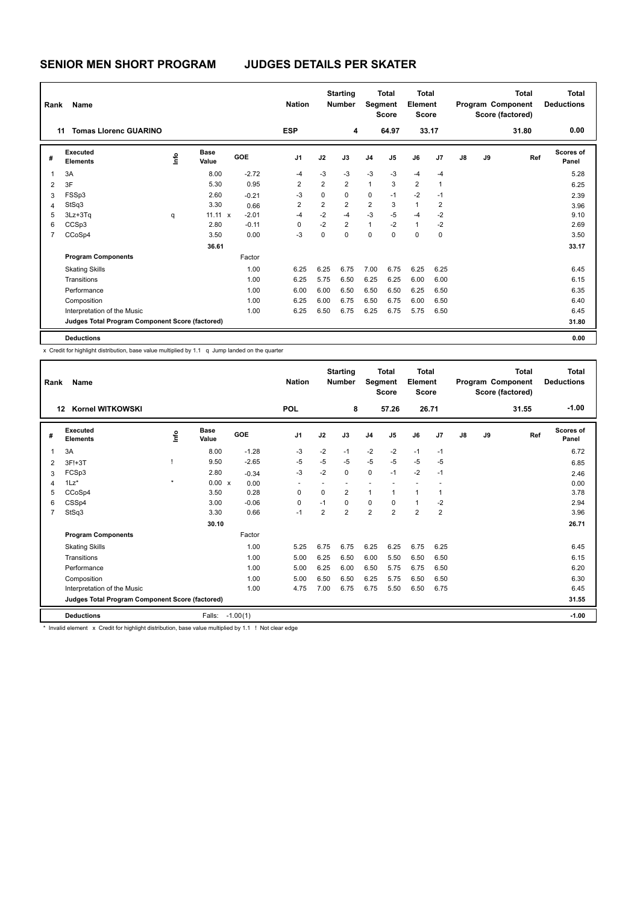# SENIOR MEN SHORT PROGRAM JUDGES DETAILS PER SKATER

| Rank | Name | Nation | Starting Number | Total Segment Score | Total Element Score | Total Program Component Score (factored) | Total Deductions |
|---|---|---|---|---|---|---|---|
| 11 | Tomas Llorenc GUARINO | ESP | 4 | 64.97 | 33.17 | 31.80 | 0.00 |

| # | Executed Elements | Info | Base Value | | GOE | J1 | J2 | J3 | J4 | J5 | J6 | J7 | J8 | J9 | Ref | Scores of Panel |
|---|---|---|---|---|---|---|---|---|---|---|---|---|---|---|---|---|
| 1 | 3A | | 8.00 | | -2.72 | -4 | -3 | -3 | -3 | -3 | -4 | -4 | | | | 5.28 |
| 2 | 3F | | 5.30 | | 0.95 | 2 | 2 | 2 | 1 | 3 | 2 | 1 | | | | 6.25 |
| 3 | FSSp3 | | 2.60 | | -0.21 | -3 | 0 | 0 | 0 | -1 | -2 | -1 | | | | 2.39 |
| 4 | StSq3 | | 3.30 | | 0.66 | 2 | 2 | 2 | 2 | 3 | 1 | 2 | | | | 3.96 |
| 5 | 3Lz+3Tq | q | 11.11 | x | -2.01 | -4 | -2 | -4 | -3 | -5 | -4 | -2 | | | | 9.10 |
| 6 | CCSp3 | | 2.80 | | -0.11 | 0 | -2 | 2 | 1 | -2 | 1 | -2 | | | | 2.69 |
| 7 | CCoSp4 | | 3.50 | | 0.00 | -3 | 0 | 0 | 0 | 0 | 0 | 0 | | | | 3.50 |
| | | | 36.61 | | | | | | | | | | | | | 33.17 |
| | **Program Components** | | | | Factor | | | | | | | | | | | |
| | Skating Skills | | | | 1.00 | 6.25 | 6.25 | 6.75 | 7.00 | 6.75 | 6.25 | 6.25 | | | | 6.45 |
| | Transitions | | | | 1.00 | 6.25 | 5.75 | 6.50 | 6.25 | 6.25 | 6.00 | 6.00 | | | | 6.15 |
| | Performance | | | | 1.00 | 6.00 | 6.00 | 6.50 | 6.50 | 6.50 | 6.25 | 6.50 | | | | 6.35 |
| | Composition | | | | 1.00 | 6.25 | 6.00 | 6.75 | 6.50 | 6.75 | 6.00 | 6.50 | | | | 6.40 |
| | Interpretation of the Music | | | | 1.00 | 6.25 | 6.50 | 6.75 | 6.25 | 6.75 | 5.75 | 6.50 | | | | 6.45 |
| | **Judges Total Program Component Score (factored)** | | | | | | | | | | | | | | | 31.80 |
| | **Deductions** | | | | | | | | | | | | | | | 0.00 |

x Credit for highlight distribution, base value multiplied by 1.1 q Jump landed on the quarter

| Rank | Name | Nation | Starting Number | Total Segment Score | Total Element Score | Total Program Component Score (factored) | Total Deductions |
|---|---|---|---|---|---|---|---|
| 12 | Kornel WITKOWSKI | POL | 8 | 57.26 | 26.71 | 31.55 | -1.00 |

| # | Executed Elements | Info | Base Value | | GOE | J1 | J2 | J3 | J4 | J5 | J6 | J7 | J8 | J9 | Ref | Scores of Panel |
|---|---|---|---|---|---|---|---|---|---|---|---|---|---|---|---|---|
| 1 | 3A | | 8.00 | | -1.28 | -3 | -2 | -1 | -2 | -2 | -1 | -1 | | | | 6.72 |
| 2 | 3F!+3T | ! | 9.50 | | -2.65 | -5 | -5 | -5 | -5 | -5 | -5 | -5 | | | | 6.85 |
| 3 | FCSp3 | | 2.80 | | -0.34 | -3 | -2 | 0 | 0 | -1 | -2 | -1 | | | | 2.46 |
| 4 | 1Lz* | * | 0.00 | x | 0.00 | - | - | - | - | - | - | - | | | | 0.00 |
| 5 | CCoSp4 | | 3.50 | | 0.28 | 0 | 0 | 2 | 1 | 1 | 1 | 1 | | | | 3.78 |
| 6 | CSSp4 | | 3.00 | | -0.06 | 0 | -1 | 0 | 0 | 0 | 1 | -2 | | | | 2.94 |
| 7 | StSq3 | | 3.30 | | 0.66 | -1 | 2 | 2 | 2 | 2 | 2 | 2 | | | | 3.96 |
| | | | 30.10 | | | | | | | | | | | | | 26.71 |
| | **Program Components** | | | | Factor | | | | | | | | | | | |
| | Skating Skills | | | | 1.00 | 5.25 | 6.75 | 6.75 | 6.25 | 6.25 | 6.75 | 6.25 | | | | 6.45 |
| | Transitions | | | | 1.00 | 5.00 | 6.25 | 6.50 | 6.00 | 5.50 | 6.50 | 6.50 | | | | 6.15 |
| | Performance | | | | 1.00 | 5.00 | 6.25 | 6.00 | 6.50 | 5.75 | 6.75 | 6.50 | | | | 6.20 |
| | Composition | | | | 1.00 | 5.00 | 6.50 | 6.50 | 6.25 | 5.75 | 6.50 | 6.50 | | | | 6.30 |
| | Interpretation of the Music | | | | 1.00 | 4.75 | 7.00 | 6.75 | 6.75 | 5.50 | 6.50 | 6.75 | | | | 6.45 |
| | **Judges Total Program Component Score (factored)** | | | | | | | | | | | | | | | 31.55 |
| | **Deductions** | | Falls: | | -1.00(1) | | | | | | | | | | | -1.00 |

\* Invalid element x Credit for highlight distribution, base value multiplied by 1.1 ! Not clear edge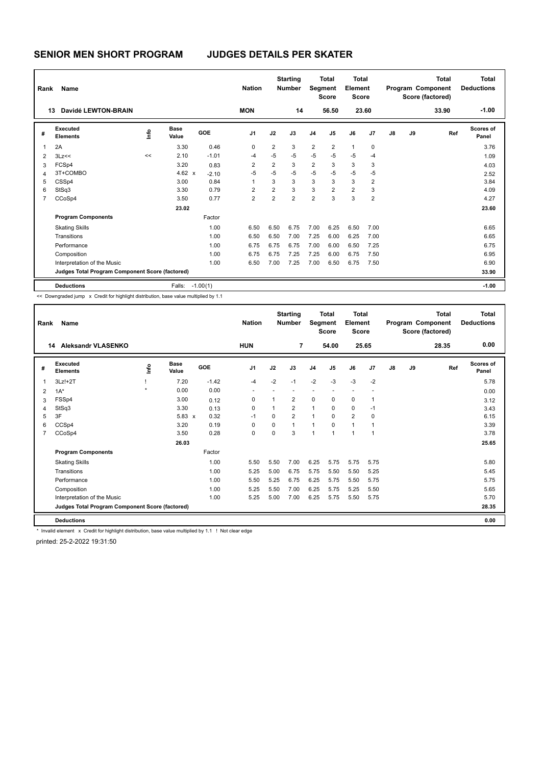# SENIOR MEN SHORT PROGRAM JUDGES DETAILS PER SKATER

| Rank | Name | Nation | Starting Number | Total Segment Score | Total Element Score | Total Program Component Score (factored) | Total Deductions |
|---|---|---|---|---|---|---|---|
| 13 | Davidé LEWTON-BRAIN | MON | 14 | 56.50 | 23.60 | 33.90 | -1.00 |

| # | Executed Elements | Info | Base Value | | GOE | J1 | J2 | J3 | J4 | J5 | J6 | J7 | J8 | J9 | Ref | Scores of Panel |
|---|---|---|---|---|---|---|---|---|---|---|---|---|---|---|---|---|
| 1 | 2A | | 3.30 | | 0.46 | 0 | 2 | 3 | 2 | 2 | 1 | 0 | | | | 3.76 |
| 2 | 3Lz<< | << | 2.10 | | -1.01 | -4 | -5 | -5 | -5 | -5 | -5 | -4 | | | | 1.09 |
| 3 | FCSp4 | | 3.20 | | 0.83 | 2 | 2 | 3 | 2 | 3 | 3 | 3 | | | | 4.03 |
| 4 | 3T+COMBO | | 4.62 | x | -2.10 | -5 | -5 | -5 | -5 | -5 | -5 | -5 | | | | 2.52 |
| 5 | CSSp4 | | 3.00 | | 0.84 | 1 | 3 | 3 | 3 | 3 | 3 | 2 | | | | 3.84 |
| 6 | StSq3 | | 3.30 | | 0.79 | 2 | 2 | 3 | 3 | 2 | 2 | 3 | | | | 4.09 |
| 7 | CCoSp4 | | 3.50 | | 0.77 | 2 | 2 | 2 | 2 | 3 | 3 | 2 | | | | 4.27 |
| | | | 23.02 | | | | | | | | | | | | | 23.60 |
| | **Program Components** | | | | Factor | | | | | | | | | | | |
| | Skating Skills | | | | 1.00 | 6.50 | 6.50 | 6.75 | 7.00 | 6.25 | 6.50 | 7.00 | | | | 6.65 |
| | Transitions | | | | 1.00 | 6.50 | 6.50 | 7.00 | 7.25 | 6.00 | 6.25 | 7.00 | | | | 6.65 |
| | Performance | | | | 1.00 | 6.75 | 6.75 | 6.75 | 7.00 | 6.00 | 6.50 | 7.25 | | | | 6.75 |
| | Composition | | | | 1.00 | 6.75 | 6.75 | 7.25 | 7.25 | 6.00 | 6.75 | 7.50 | | | | 6.95 |
| | Interpretation of the Music | | | | 1.00 | 6.50 | 7.00 | 7.25 | 7.00 | 6.50 | 6.75 | 7.50 | | | | 6.90 |
| | **Judges Total Program Component Score (factored)** | | | | | | | | | | | | | | | **33.90** |
| | **Deductions** | | Falls: | | -1.00(1) | | | | | | | | | | | **-1.00** |

<< Downgraded jump x Credit for highlight distribution, base value multiplied by 1.1

| Rank | Name | Nation | Starting Number | Total Segment Score | Total Element Score | Total Program Component Score (factored) | Total Deductions |
|---|---|---|---|---|---|---|---|
| 14 | Aleksandr VLASENKO | HUN | 7 | 54.00 | 25.65 | 28.35 | 0.00 |

| # | Executed Elements | Info | Base Value | | GOE | J1 | J2 | J3 | J4 | J5 | J6 | J7 | J8 | J9 | Ref | Scores of Panel |
|---|---|---|---|---|---|---|---|---|---|---|---|---|---|---|---|---|
| 1 | 3Lz!+2T | ! | 7.20 | | -1.42 | -4 | -2 | -1 | -2 | -3 | -3 | -2 | | | | 5.78 |
| 2 | 1A* | * | 0.00 | | 0.00 | - | - | - | - | - | - | - | | | | 0.00 |
| 3 | FSSp4 | | 3.00 | | 0.12 | 0 | 1 | 2 | 0 | 0 | 0 | 1 | | | | 3.12 |
| 4 | StSq3 | | 3.30 | | 0.13 | 0 | 1 | 2 | 1 | 0 | 0 | -1 | | | | 3.43 |
| 5 | 3F | | 5.83 | x | 0.32 | -1 | 0 | 2 | 1 | 0 | 2 | 0 | | | | 6.15 |
| 6 | CCSp4 | | 3.20 | | 0.19 | 0 | 0 | 1 | 1 | 0 | 1 | 1 | | | | 3.39 |
| 7 | CCoSp4 | | 3.50 | | 0.28 | 0 | 0 | 3 | 1 | 1 | 1 | 1 | | | | 3.78 |
| | | | 26.03 | | | | | | | | | | | | | 25.65 |
| | **Program Components** | | | | Factor | | | | | | | | | | | |
| | Skating Skills | | | | 1.00 | 5.50 | 5.50 | 7.00 | 6.25 | 5.75 | 5.75 | 5.75 | | | | 5.80 |
| | Transitions | | | | 1.00 | 5.25 | 5.00 | 6.75 | 5.75 | 5.50 | 5.50 | 5.25 | | | | 5.45 |
| | Performance | | | | 1.00 | 5.50 | 5.25 | 6.75 | 6.25 | 5.75 | 5.50 | 5.75 | | | | 5.75 |
| | Composition | | | | 1.00 | 5.25 | 5.50 | 7.00 | 6.25 | 5.75 | 5.25 | 5.50 | | | | 5.65 |
| | Interpretation of the Music | | | | 1.00 | 5.25 | 5.00 | 7.00 | 6.25 | 5.75 | 5.50 | 5.75 | | | | 5.70 |
| | **Judges Total Program Component Score (factored)** | | | | | | | | | | | | | | | **28.35** |
| | **Deductions** | | | | | | | | | | | | | | | **0.00** |

* Invalid element x Credit for highlight distribution, base value multiplied by 1.1 ! Not clear edge

printed: 25-2-2022 19:31:50